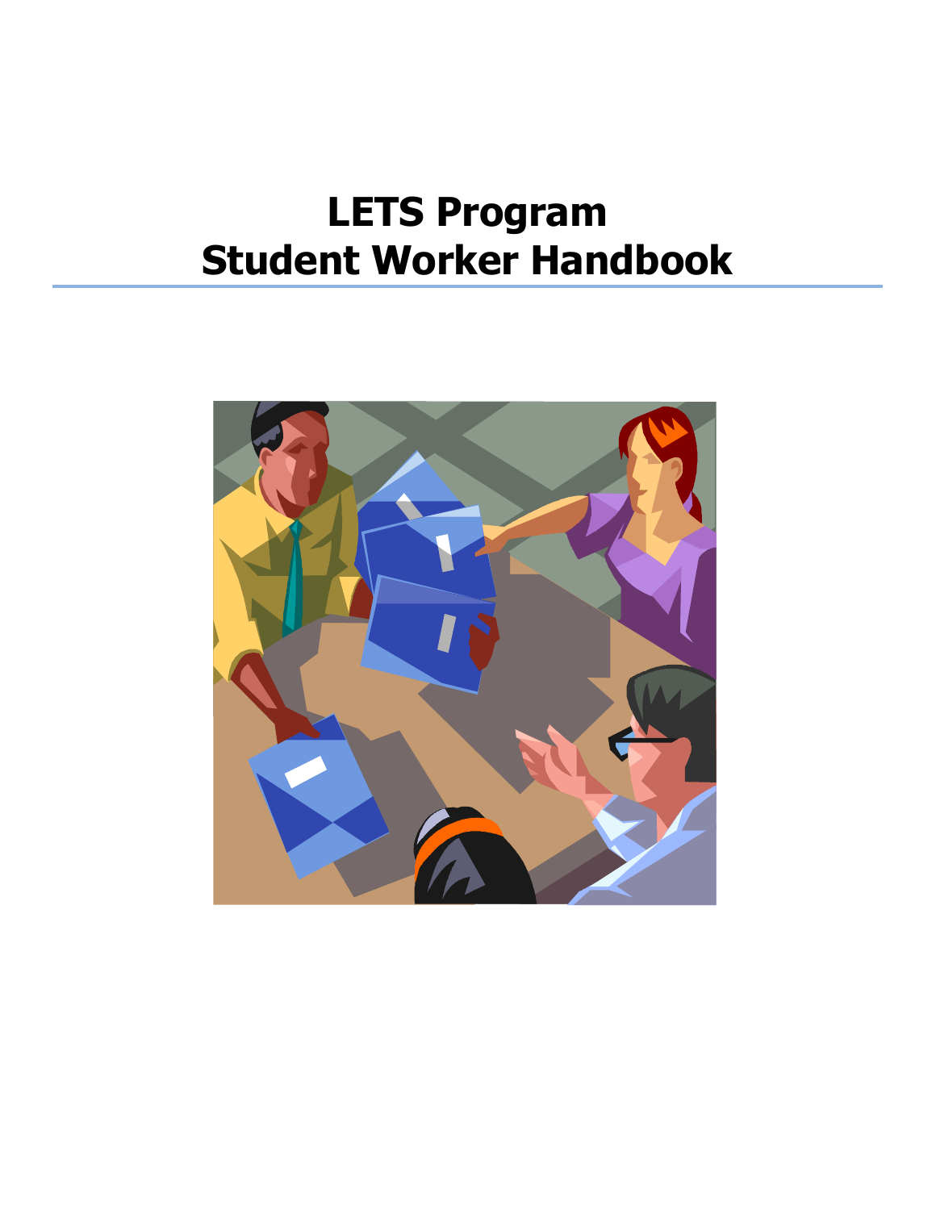# LETS Program
# Student Worker Handbook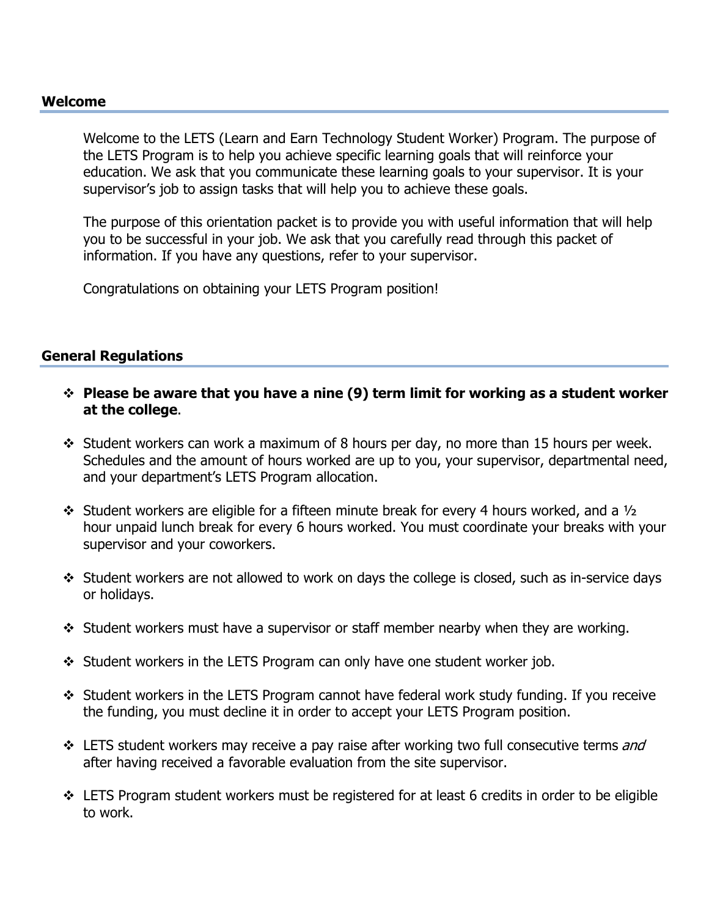## Welcome

Welcome to the LETS (Learn and Earn Technology Student Worker) Program. The purpose of the LETS Program is to help you achieve specific learning goals that will reinforce your education. We ask that you communicate these learning goals to your supervisor. It is your supervisor's job to assign tasks that will help you to achieve these goals.

The purpose of this orientation packet is to provide you with useful information that will help you to be successful in your job. We ask that you carefully read through this packet of information. If you have any questions, refer to your supervisor.

Congratulations on obtaining your LETS Program position!

## General Regulations

- **Please be aware that you have a nine (9) term limit for working as a student worker at the college**.
- Student workers can work a maximum of 8 hours per day, no more than 15 hours per week. Schedules and the amount of hours worked are up to you, your supervisor, departmental need, and your department's LETS Program allocation.
- Student workers are eligible for a fifteen minute break for every 4 hours worked, and a ½ hour unpaid lunch break for every 6 hours worked. You must coordinate your breaks with your supervisor and your coworkers.
- Student workers are not allowed to work on days the college is closed, such as in-service days or holidays.
- Student workers must have a supervisor or staff member nearby when they are working.
- Student workers in the LETS Program can only have one student worker job.
- Student workers in the LETS Program cannot have federal work study funding. If you receive the funding, you must decline it in order to accept your LETS Program position.
- LETS student workers may receive a pay raise after working two full consecutive terms *and* after having received a favorable evaluation from the site supervisor.
- LETS Program student workers must be registered for at least 6 credits in order to be eligible to work.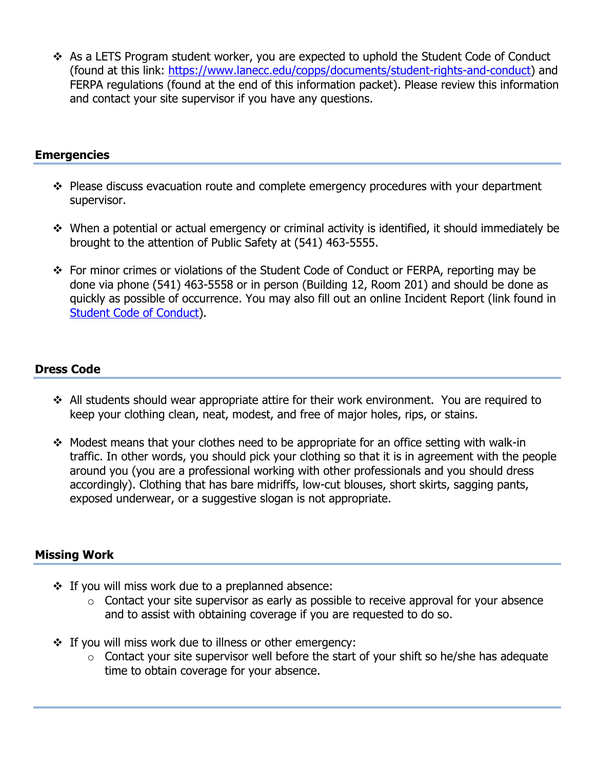- As a LETS Program student worker, you are expected to uphold the Student Code of Conduct (found at this link: [https://www.lanecc.edu/copps/documents/student-rights-and-conduct](https://www.lanecc.edu/copps/documents/student-rights-and-conduct)) and FERPA regulations (found at the end of this information packet). Please review this information and contact your site supervisor if you have any questions.

## Emergencies

- Please discuss evacuation route and complete emergency procedures with your department supervisor.
- When a potential or actual emergency or criminal activity is identified, it should immediately be brought to the attention of Public Safety at (541) 463-5555.
- For minor crimes or violations of the Student Code of Conduct or FERPA, reporting may be done via phone (541) 463-5558 or in person (Building 12, Room 201) and should be done as quickly as possible of occurrence. You may also fill out an online Incident Report (link found in Student Code of Conduct).

## Dress Code

- All students should wear appropriate attire for their work environment. You are required to keep your clothing clean, neat, modest, and free of major holes, rips, or stains.
- Modest means that your clothes need to be appropriate for an office setting with walk-in traffic. In other words, you should pick your clothing so that it is in agreement with the people around you (you are a professional working with other professionals and you should dress accordingly). Clothing that has bare midriffs, low-cut blouses, short skirts, sagging pants, exposed underwear, or a suggestive slogan is not appropriate.

## Missing Work

- If you will miss work due to a preplanned absence:
  - Contact your site supervisor as early as possible to receive approval for your absence and to assist with obtaining coverage if you are requested to do so.
- If you will miss work due to illness or other emergency:
  - Contact your site supervisor well before the start of your shift so he/she has adequate time to obtain coverage for your absence.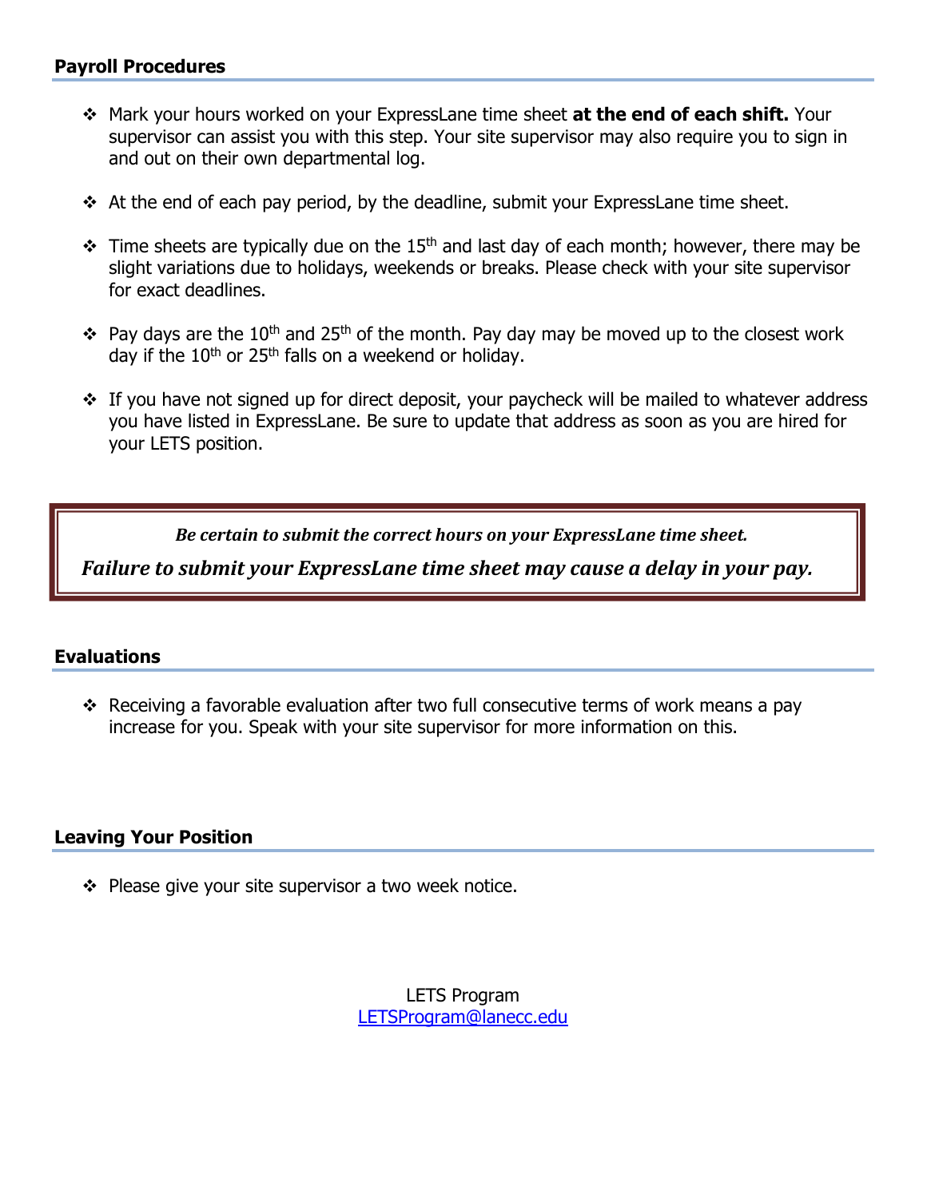## Payroll Procedures

- Mark your hours worked on your ExpressLane time sheet **at the end of each shift.** Your supervisor can assist you with this step. Your site supervisor may also require you to sign in and out on their own departmental log.
- At the end of each pay period, by the deadline, submit your ExpressLane time sheet.
- Time sheets are typically due on the 15th and last day of each month; however, there may be slight variations due to holidays, weekends or breaks. Please check with your site supervisor for exact deadlines.
- Pay days are the 10th and 25th of the month. Pay day may be moved up to the closest work day if the 10th or 25th falls on a weekend or holiday.
- If you have not signed up for direct deposit, your paycheck will be mailed to whatever address you have listed in ExpressLane. Be sure to update that address as soon as you are hired for your LETS position.

***Be certain to submit the correct hours on your ExpressLane time sheet.***

***Failure to submit your ExpressLane time sheet may cause a delay in your pay.***

## Evaluations

- Receiving a favorable evaluation after two full consecutive terms of work means a pay increase for you. Speak with your site supervisor for more information on this.

## Leaving Your Position

- Please give your site supervisor a two week notice.

LETS Program
LETSProgram@lanecc.edu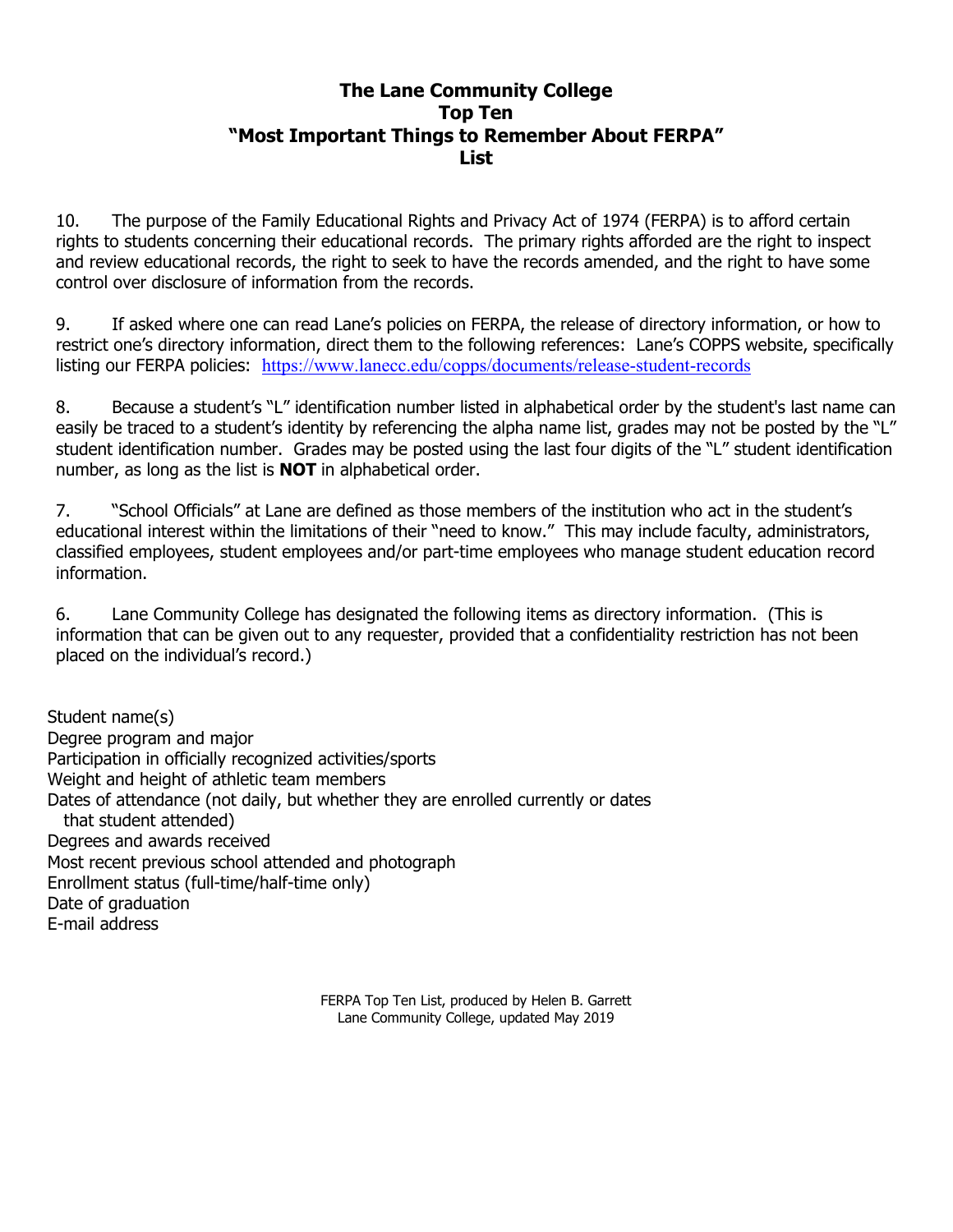# The Lane Community College Top Ten "Most Important Things to Remember About FERPA" List

10. The purpose of the Family Educational Rights and Privacy Act of 1974 (FERPA) is to afford certain rights to students concerning their educational records. The primary rights afforded are the right to inspect and review educational records, the right to seek to have the records amended, and the right to have some control over disclosure of information from the records.

9. If asked where one can read Lane's policies on FERPA, the release of directory information, or how to restrict one's directory information, direct them to the following references: Lane's COPPS website, specifically listing our FERPA policies: https://www.lanecc.edu/copps/documents/release-student-records

8. Because a student's "L" identification number listed in alphabetical order by the student's last name can easily be traced to a student's identity by referencing the alpha name list, grades may not be posted by the "L" student identification number. Grades may be posted using the last four digits of the "L" student identification number, as long as the list is **NOT** in alphabetical order.

7. "School Officials" at Lane are defined as those members of the institution who act in the student's educational interest within the limitations of their "need to know." This may include faculty, administrators, classified employees, student employees and/or part-time employees who manage student education record information.

6. Lane Community College has designated the following items as directory information. (This is information that can be given out to any requester, provided that a confidentiality restriction has not been placed on the individual's record.)

Student name(s)
Degree program and major
Participation in officially recognized activities/sports
Weight and height of athletic team members
Dates of attendance (not daily, but whether they are enrolled currently or dates that student attended)
Degrees and awards received
Most recent previous school attended and photograph
Enrollment status (full-time/half-time only)
Date of graduation
E-mail address

FERPA Top Ten List, produced by Helen B. Garrett
Lane Community College, updated May 2019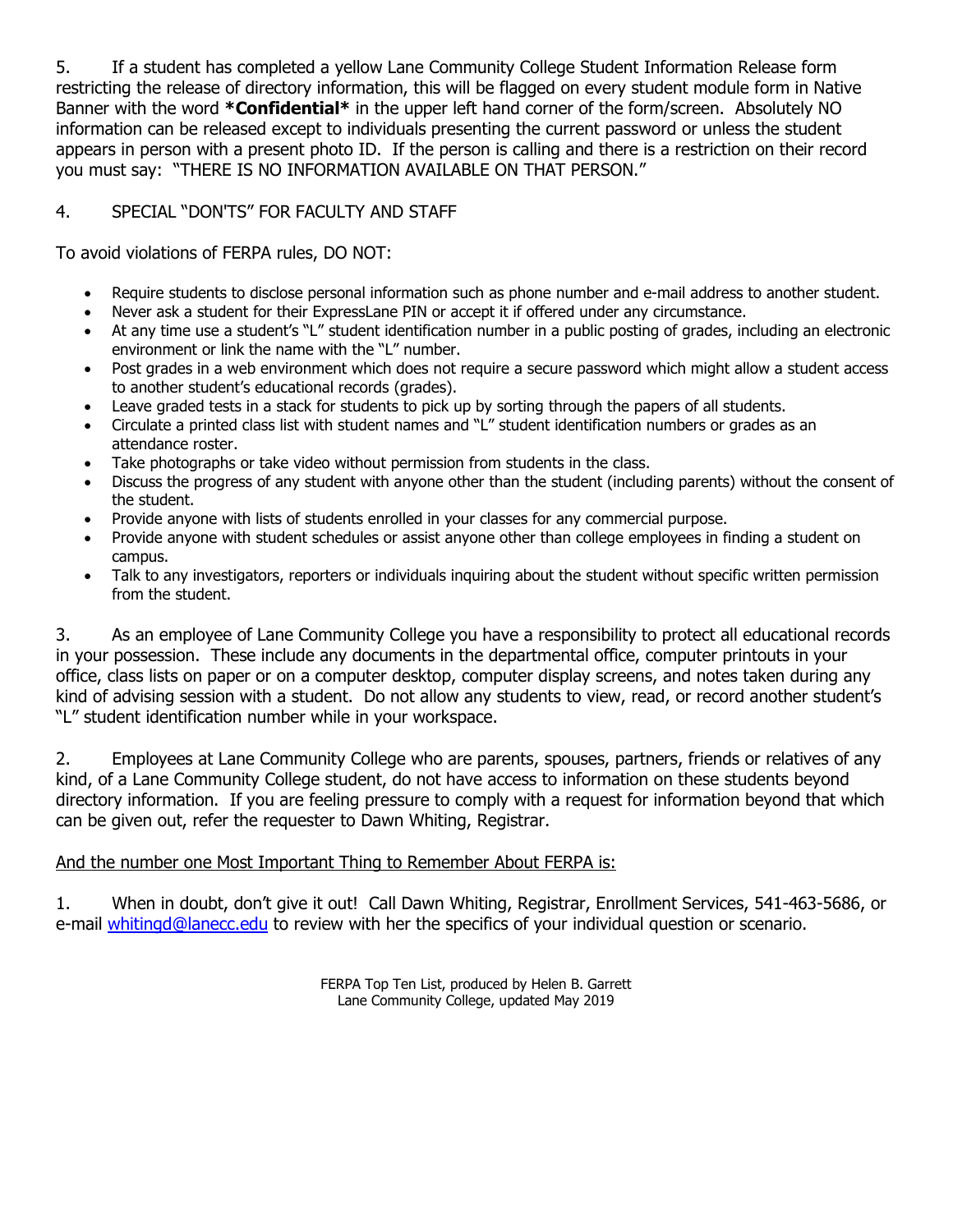5. If a student has completed a yellow Lane Community College Student Information Release form restricting the release of directory information, this will be flagged on every student module form in Native Banner with the word ***Confidential*** in the upper left hand corner of the form/screen. Absolutely NO information can be released except to individuals presenting the current password or unless the student appears in person with a present photo ID. If the person is calling and there is a restriction on their record you must say: "THERE IS NO INFORMATION AVAILABLE ON THAT PERSON."

4. SPECIAL "DON'TS" FOR FACULTY AND STAFF

To avoid violations of FERPA rules, DO NOT:

- Require students to disclose personal information such as phone number and e-mail address to another student.
- Never ask a student for their ExpressLane PIN or accept it if offered under any circumstance.
- At any time use a student's "L" student identification number in a public posting of grades, including an electronic environment or link the name with the "L" number.
- Post grades in a web environment which does not require a secure password which might allow a student access to another student's educational records (grades).
- Leave graded tests in a stack for students to pick up by sorting through the papers of all students.
- Circulate a printed class list with student names and "L" student identification numbers or grades as an attendance roster.
- Take photographs or take video without permission from students in the class.
- Discuss the progress of any student with anyone other than the student (including parents) without the consent of the student.
- Provide anyone with lists of students enrolled in your classes for any commercial purpose.
- Provide anyone with student schedules or assist anyone other than college employees in finding a student on campus.
- Talk to any investigators, reporters or individuals inquiring about the student without specific written permission from the student.

3. As an employee of Lane Community College you have a responsibility to protect all educational records in your possession. These include any documents in the departmental office, computer printouts in your office, class lists on paper or on a computer desktop, computer display screens, and notes taken during any kind of advising session with a student. Do not allow any students to view, read, or record another student's "L" student identification number while in your workspace.

2. Employees at Lane Community College who are parents, spouses, partners, friends or relatives of any kind, of a Lane Community College student, do not have access to information on these students beyond directory information. If you are feeling pressure to comply with a request for information beyond that which can be given out, refer the requester to Dawn Whiting, Registrar.

<u>And the number one Most Important Thing to Remember About FERPA is:</u>

1. When in doubt, don't give it out! Call Dawn Whiting, Registrar, Enrollment Services, 541-463-5686, or e-mail whitingd@lanecc.edu to review with her the specifics of your individual question or scenario.

FERPA Top Ten List, produced by Helen B. Garrett
Lane Community College, updated May 2019